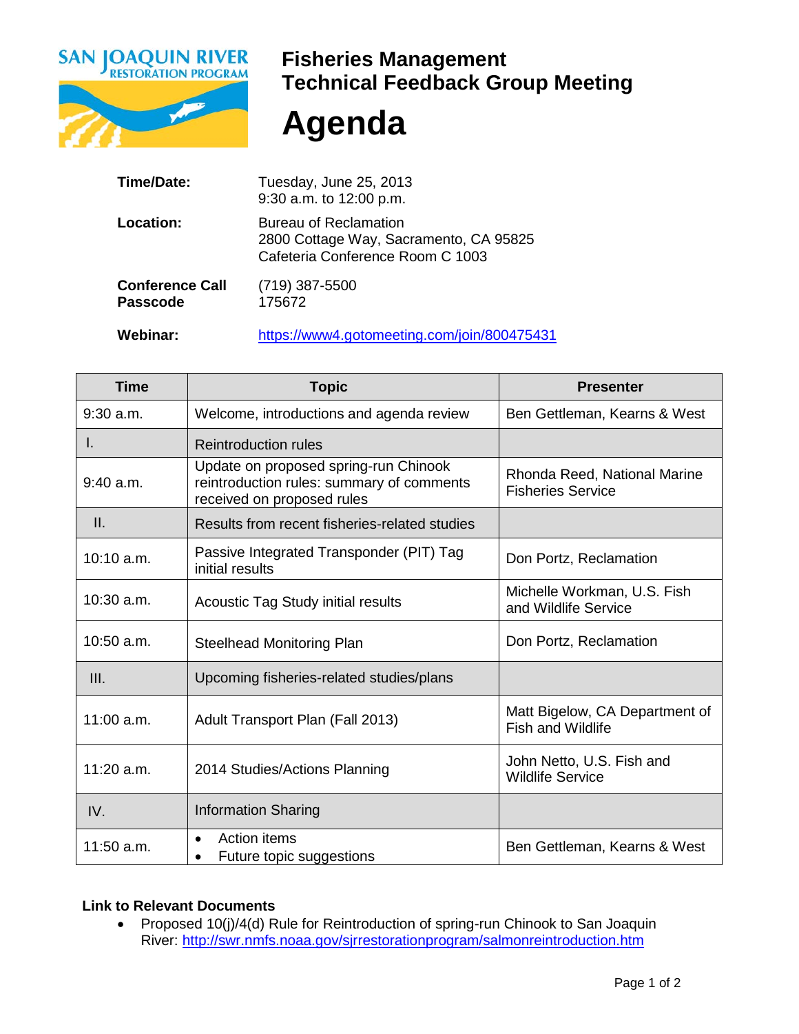SAN JOAQUIN RIVER RESTORATION PROGRAM

# Fisheries Management Technical Feedback Group Meeting

# Agenda

**Time/Date:** Tuesday, June 25, 2013
9:30 a.m. to 12:00 p.m.

**Location:** Bureau of Reclamation
2800 Cottage Way, Sacramento, CA 95825
Cafeteria Conference Room C 1003

**Conference Call Passcode** (719) 387-5500
175672

**Webinar:** https://www4.gotomeeting.com/join/800475431

| Time | Topic | Presenter |
|---|---|---|
| 9:30 a.m. | Welcome, introductions and agenda review | Ben Gettleman, Kearns & West |
| I. | Reintroduction rules | |
| 9:40 a.m. | Update on proposed spring-run Chinook reintroduction rules: summary of comments received on proposed rules | Rhonda Reed, National Marine Fisheries Service |
| II. | Results from recent fisheries-related studies | |
| 10:10 a.m. | Passive Integrated Transponder (PIT) Tag initial results | Don Portz, Reclamation |
| 10:30 a.m. | Acoustic Tag Study initial results | Michelle Workman, U.S. Fish and Wildlife Service |
| 10:50 a.m. | Steelhead Monitoring Plan | Don Portz, Reclamation |
| III. | Upcoming fisheries-related studies/plans | |
| 11:00 a.m. | Adult Transport Plan (Fall 2013) | Matt Bigelow, CA Department of Fish and Wildlife |
| 11:20 a.m. | 2014 Studies/Actions Planning | John Netto, U.S. Fish and Wildlife Service |
| IV. | Information Sharing | |
| 11:50 a.m. | • Action items<br>• Future topic suggestions | Ben Gettleman, Kearns & West |

**Link to Relevant Documents**

- Proposed 10(j)/4(d) Rule for Reintroduction of spring-run Chinook to San Joaquin River: http://swr.nmfs.noaa.gov/sjrrestorationprogram/salmonreintroduction.htm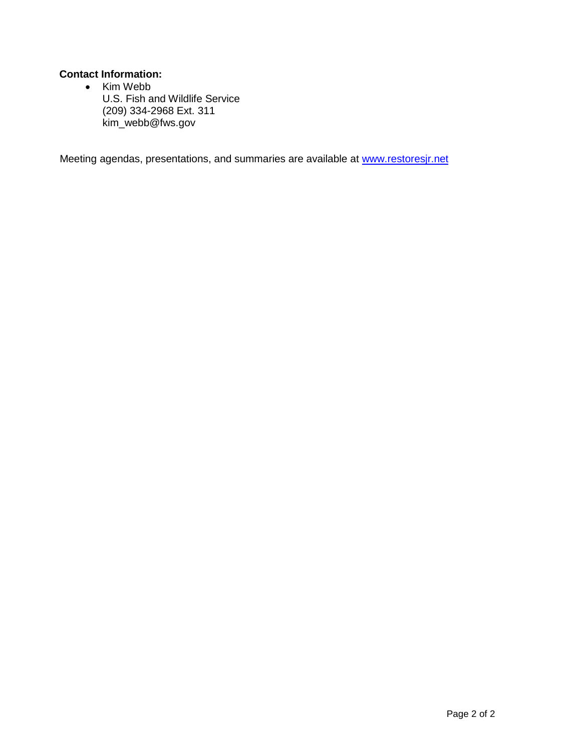**Contact Information:**

- Kim Webb
  U.S. Fish and Wildlife Service
  (209) 334-2968 Ext. 311
  kim_webb@fws.gov

Meeting agendas, presentations, and summaries are available at [www.restoresjr.net](http://www.restoresjr.net)